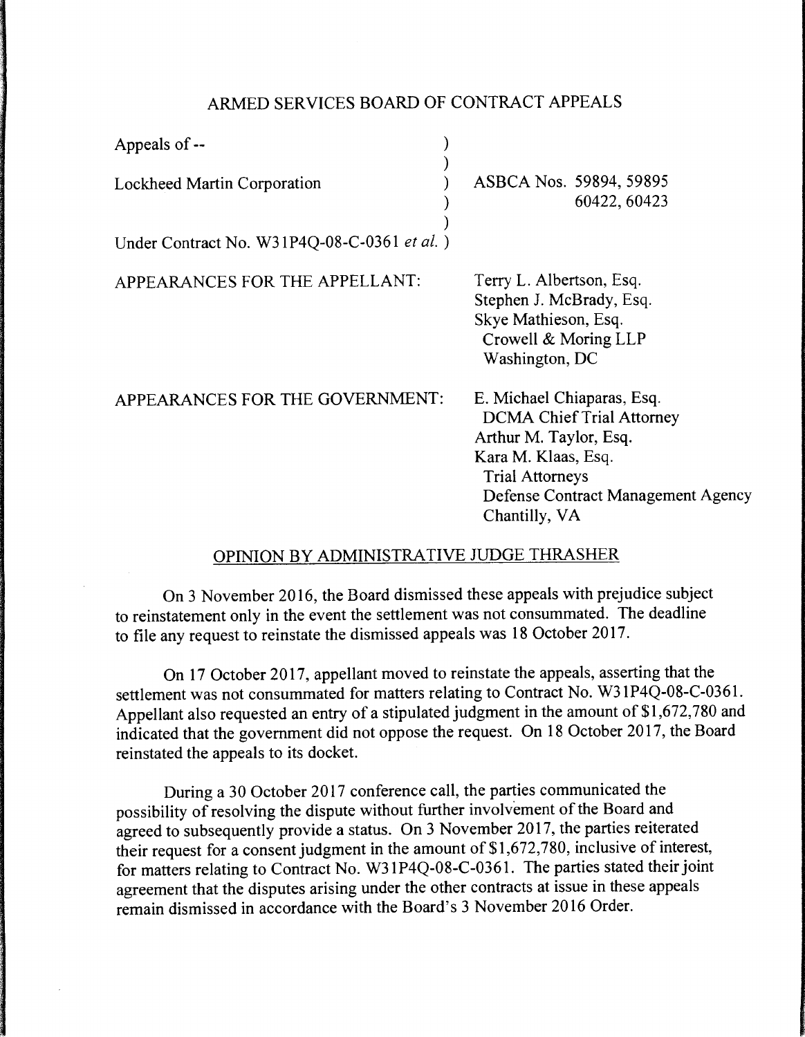# ARMED SERVICES BOARD OF CONTRACT APPEALS

| | |
|---|---|
| Appeals of -- | |
| Lockheed Martin Corporation | ASBCA Nos. 59894, 59895, 60422, 60423 |
| Under Contract No. W31P4Q-08-C-0361 *et al.* | |

APPEARANCES FOR THE APPELLANT:

Terry L. Albertson, Esq.
Stephen J. McBrady, Esq.
Skye Mathieson, Esq.
Crowell & Moring LLP
Washington, DC

APPEARANCES FOR THE GOVERNMENT:

E. Michael Chiaparas, Esq.
DCMA Chief Trial Attorney
Arthur M. Taylor, Esq.
Kara M. Klaas, Esq.
Trial Attorneys
Defense Contract Management Agency
Chantilly, VA

## OPINION BY ADMINISTRATIVE JUDGE THRASHER

On 3 November 2016, the Board dismissed these appeals with prejudice subject to reinstatement only in the event the settlement was not consummated. The deadline to file any request to reinstate the dismissed appeals was 18 October 2017.

On 17 October 2017, appellant moved to reinstate the appeals, asserting that the settlement was not consummated for matters relating to Contract No. W31P4Q-08-C-0361. Appellant also requested an entry of a stipulated judgment in the amount of $1,672,780 and indicated that the government did not oppose the request. On 18 October 2017, the Board reinstated the appeals to its docket.

During a 30 October 2017 conference call, the parties communicated the possibility of resolving the dispute without further involvement of the Board and agreed to subsequently provide a status. On 3 November 2017, the parties reiterated their request for a consent judgment in the amount of $1,672,780, inclusive of interest, for matters relating to Contract No. W31P4Q-08-C-0361. The parties stated their joint agreement that the disputes arising under the other contracts at issue in these appeals remain dismissed in accordance with the Board's 3 November 2016 Order.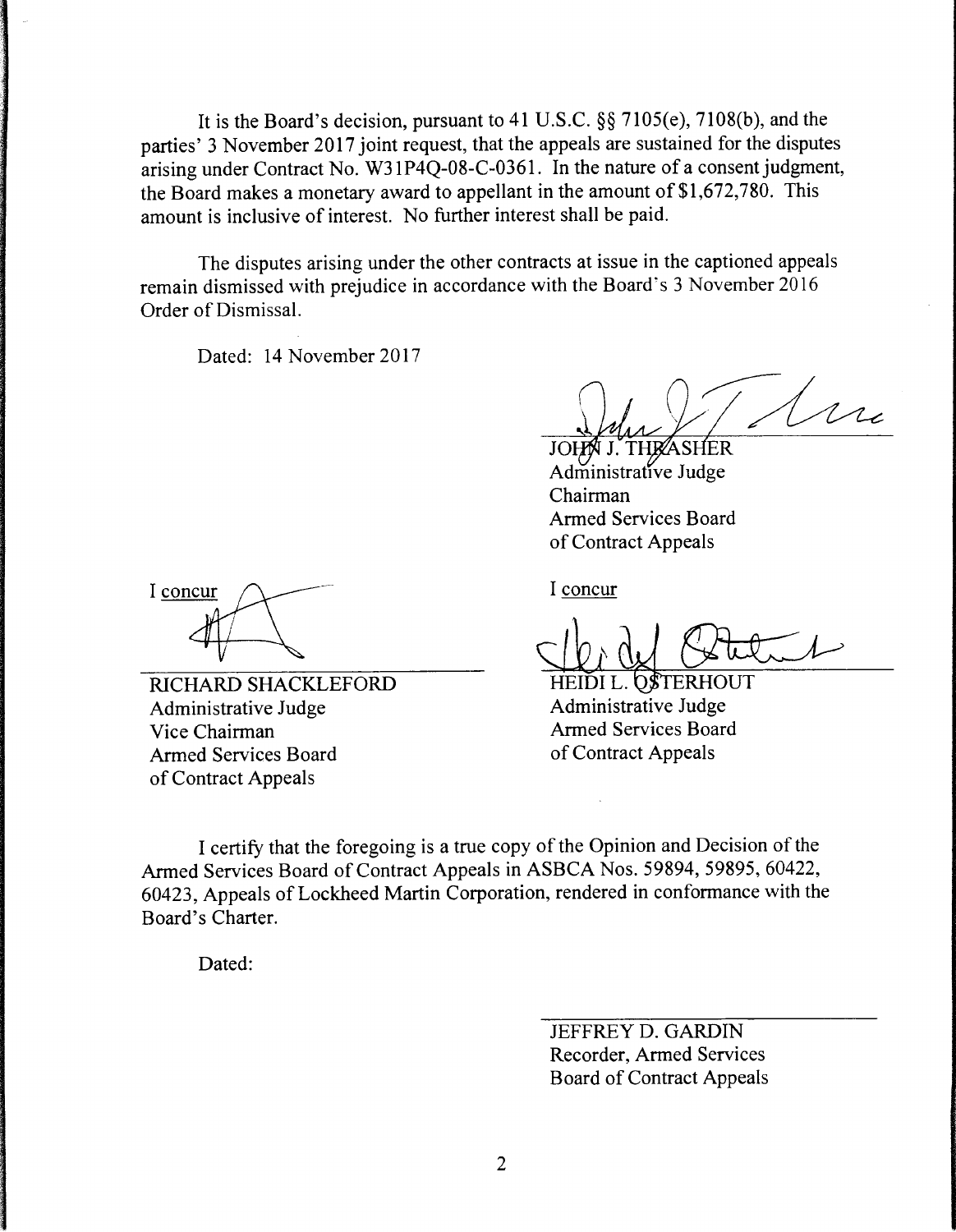It is the Board's decision, pursuant to 41 U.S.C. §§ 7105(e), 7108(b), and the parties' 3 November 2017 joint request, that the appeals are sustained for the disputes arising under Contract No. W31P4Q-08-C-0361. In the nature of a consent judgment, the Board makes a monetary award to appellant in the amount of $1,672,780. This amount is inclusive of interest. No further interest shall be paid.

The disputes arising under the other contracts at issue in the captioned appeals remain dismissed with prejudice in accordance with the Board's 3 November 2016 Order of Dismissal.

Dated: 14 November 2017

JOHN J. THRASHER
Administrative Judge
Chairman
Armed Services Board
of Contract Appeals

I concur

RICHARD SHACKLEFORD
Administrative Judge
Vice Chairman
Armed Services Board
of Contract Appeals

I concur

HEIDI L. OSTERHOUT
Administrative Judge
Armed Services Board
of Contract Appeals

I certify that the foregoing is a true copy of the Opinion and Decision of the Armed Services Board of Contract Appeals in ASBCA Nos. 59894, 59895, 60422, 60423, Appeals of Lockheed Martin Corporation, rendered in conformance with the Board's Charter.

Dated:

JEFFREY D. GARDIN
Recorder, Armed Services
Board of Contract Appeals